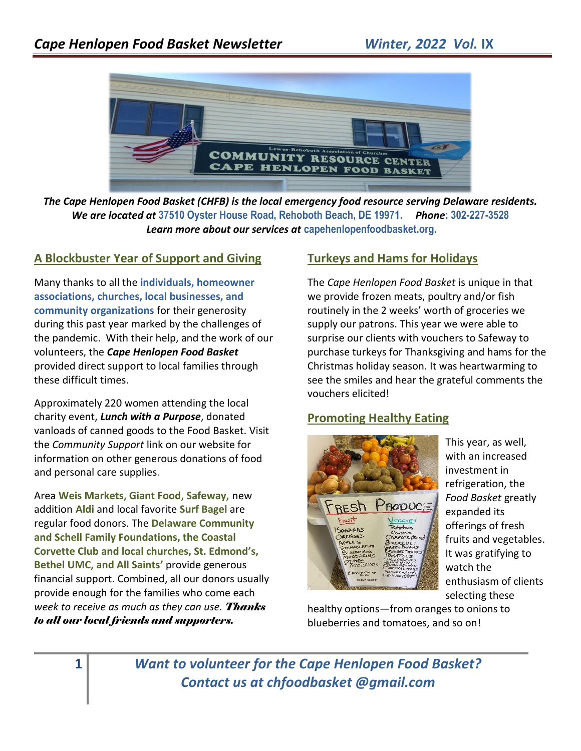# *Cape Henlopen Food Basket Newsletter* *Winter, 2022 Vol.* IX

***The Cape Henlopen Food Basket (CHFB) is the local emergency food resource serving Delaware residents.***
***We are located at* 37510 Oyster House Road, Rehoboth Beach, DE 19971. *Phone*: 302-227-3528**
***Learn more about our services at* capehenlopenfoodbasket.org.**

## A Blockbuster Year of Support and Giving

Many thanks to all the **individuals, homeowner associations, churches, local businesses, and community organizations** for their generosity during this past year marked by the challenges of the pandemic. With their help, and the work of our volunteers, the ***Cape Henlopen Food Basket*** provided direct support to local families through these difficult times.

Approximately 220 women attending the local charity event, ***Lunch with a Purpose***, donated vanloads of canned goods to the Food Basket. Visit the *Community Support* link on our website for information on other generous donations of food and personal care supplies.

Area **Weis Markets, Giant Food, Safeway,** new addition **Aldi** and local favorite **Surf Bagel** are regular food donors. The **Delaware Community and Schell Family Foundations, the Coastal Corvette Club and local churches, St. Edmond's, Bethel UMC, and All Saints'** provide generous financial support. Combined, all our donors usually provide enough for the families who come each *week to receive as much as they can use.* ***Thanks to all our local friends and supporters.***

## Turkeys and Hams for Holidays

The *Cape Henlopen Food Basket* is unique in that we provide frozen meats, poultry and/or fish routinely in the 2 weeks' worth of groceries we supply our patrons. This year we were able to surprise our clients with vouchers to Safeway to purchase turkeys for Thanksgiving and hams for the Christmas holiday season. It was heartwarming to see the smiles and hear the grateful comments the vouchers elicited!

## Promoting Healthy Eating

This year, as well, with an increased investment in refrigeration, the *Food Basket* greatly expanded its offerings of fresh fruits and vegetables. It was gratifying to watch the enthusiasm of clients selecting these healthy options—from oranges to onions to blueberries and tomatoes, and so on!

***Want to volunteer for the Cape Henlopen Food Basket?***
***Contact us at chfoodbasket @gmail.com***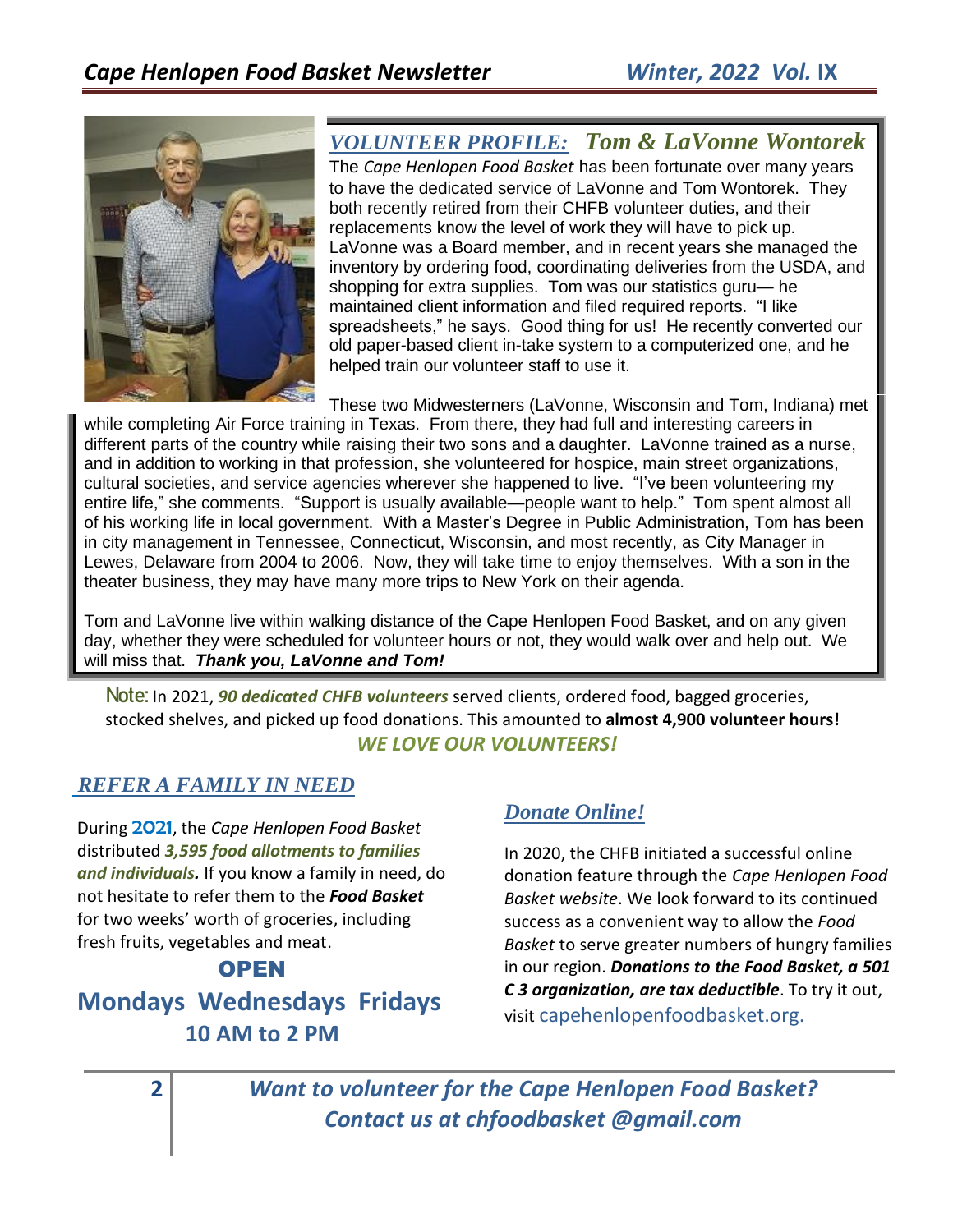## *VOLUNTEER PROFILE: Tom & LaVonne Wontorek*

The *Cape Henlopen Food Basket* has been fortunate over many years to have the dedicated service of LaVonne and Tom Wontorek. They both recently retired from their CHFB volunteer duties, and their replacements know the level of work they will have to pick up. LaVonne was a Board member, and in recent years she managed the inventory by ordering food, coordinating deliveries from the USDA, and shopping for extra supplies. Tom was our statistics guru— he maintained client information and filed required reports. "I like spreadsheets," he says. Good thing for us! He recently converted our old paper-based client in-take system to a computerized one, and he helped train our volunteer staff to use it.

These two Midwesterners (LaVonne, Wisconsin and Tom, Indiana) met while completing Air Force training in Texas. From there, they had full and interesting careers in different parts of the country while raising their two sons and a daughter. LaVonne trained as a nurse, and in addition to working in that profession, she volunteered for hospice, main street organizations, cultural societies, and service agencies wherever she happened to live. "I've been volunteering my entire life," she comments. "Support is usually available—people want to help." Tom spent almost all of his working life in local government. With a Master's Degree in Public Administration, Tom has been in city management in Tennessee, Connecticut, Wisconsin, and most recently, as City Manager in Lewes, Delaware from 2004 to 2006. Now, they will take time to enjoy themselves. With a son in the theater business, they may have many more trips to New York on their agenda.

Tom and LaVonne live within walking distance of the Cape Henlopen Food Basket, and on any given day, whether they were scheduled for volunteer hours or not, they would walk over and help out. We will miss that. ***Thank you, LaVonne and Tom!***

Note: In 2021, ***90 dedicated CHFB volunteers*** served clients, ordered food, bagged groceries, stocked shelves, and picked up food donations. This amounted to **almost 4,900 volunteer hours!**

*WE LOVE OUR VOLUNTEERS!*

## *REFER A FAMILY IN NEED*

During 2021, the *Cape Henlopen Food Basket* distributed ***3,595 food allotments to families and individuals.*** If you know a family in need, do not hesitate to refer them to the ***Food Basket*** for two weeks' worth of groceries, including fresh fruits, vegetables and meat.

**OPEN**

**Mondays Wednesdays Fridays**

**10 AM to 2 PM**

## *Donate Online!*

In 2020, the CHFB initiated a successful online donation feature through the *Cape Henlopen Food Basket website*. We look forward to its continued success as a convenient way to allow the *Food Basket* to serve greater numbers of hungry families in our region. ***Donations to the Food Basket, a 501 C 3 organization, are tax deductible***. To try it out, visit capehenlopenfoodbasket.org.

***Want to volunteer for the Cape Henlopen Food Basket? Contact us at chfoodbasket @gmail.com***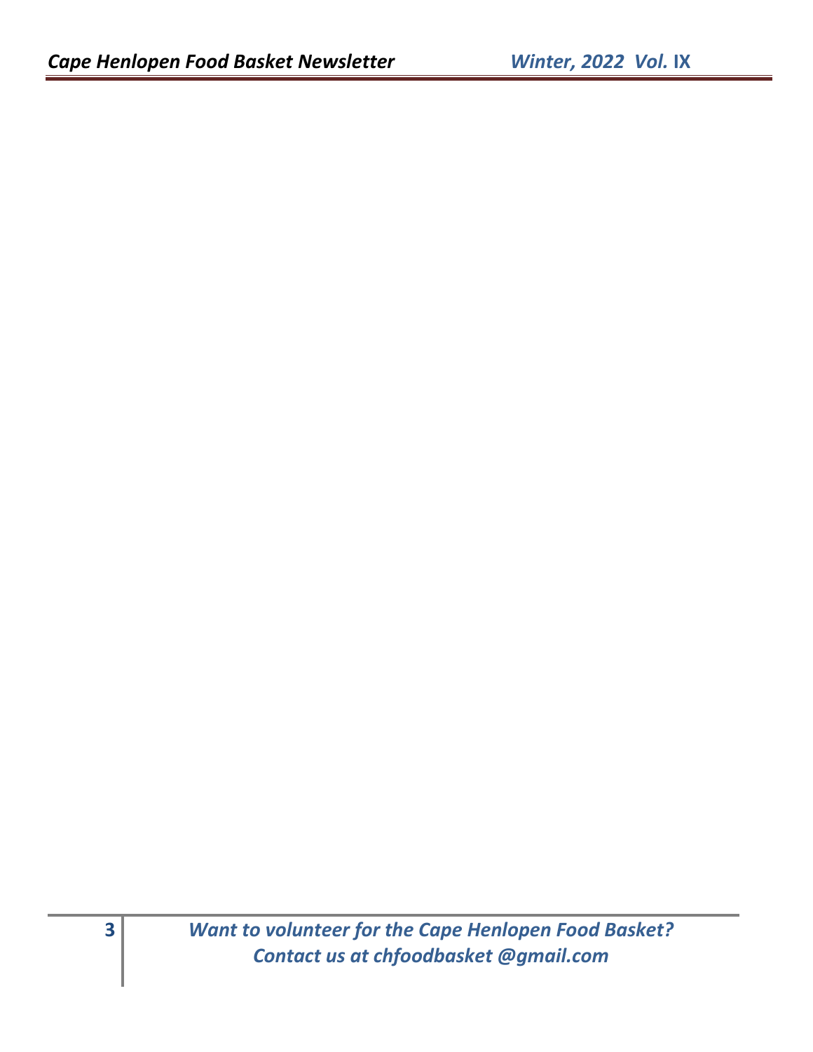*Want to volunteer for the Cape Henlopen Food Basket?*
*Contact us at chfoodbasket @gmail.com*